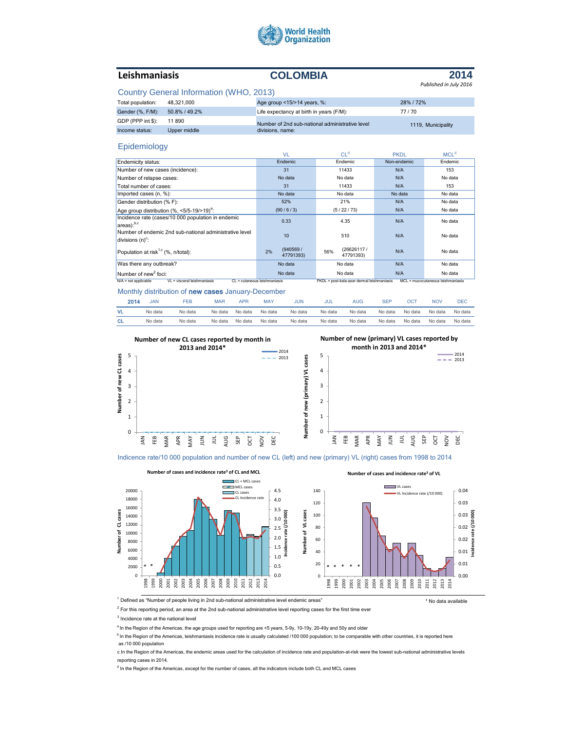# Leishmaniasis — COLOMBIA — 2014

*Published in July 2016*

## Country General Information (WHO, 2013)

| | | | |
|---|---|---|---|
| Total population: | 48,321,000 | Age group <15/>14 years, %: | 28% / 72% |
| Gender (%, F/M): | 50.8% / 49.2% | Life expectancy at birth in years (F/M): | 77 / 70 |
| GDP (PPP int $): | 11 890 | Number of 2nd sub-national administrative level divisions, name: | 1119, Municipality |
| Income status: | Upper middle | | |

## Epidemiology

| | VL | CL[d] | PKDL | MCL[d] |
|---|---|---|---|---|
| Endemicity status: | Endemic | Endemic | Non-endemic | Endemic |
| Number of new cases (incidence): | 31 | 11433 | N/A | 153 |
| Number of relapse cases: | No data | No data | N/A | No data |
| Total number of cases: | 31 | 11433 | N/A | 153 |
| Imported cases (n, %): | No data | No data | No data | No data |
| Gender distribution (% F): | 52% | 21% | N/A | No data |
| Age group distribution (%, <5/5-19/>19)[a]: | (90 / 6 / 3) | (5 / 22 / 73) | N/A | No data |
| Incidence rate (cases/10 000 population in endemic areas):[b,c] | 0.33 | 4.35 | N/A | No data |
| Number of endemic 2nd sub-national administrative level divisions (n)[c]: | 10 | 510 | N/A | No data |
| Population at risk[1,c] (%, n/total): | 2% (940569 / 47791393) | 56% (26626117 / 47791393) | N/A | No data |
| Was there any outbreak? | No data | No data | N/A | No data |
| Number of new[2] foci: | No data | No data | N/A | No data |

N/A = not applicable; VL = visceral leishmaniasis; CL = cutaneous leishmaniasis; PKDL = post-kala-azar dermal leishmaniasis; MCL = mucocutaneous leishmaniasis

## Monthly distribution of new cases January-December

| 2014 | JAN | FEB | MAR | APR | MAY | JUN | JUL | AUG | SEP | OCT | NOV | DEC |
|---|---|---|---|---|---|---|---|---|---|---|---|---|
| VL | No data | No data | No data | No data | No data | No data | No data | No data | No data | No data | No data | No data |
| CL | No data | No data | No data | No data | No data | No data | No data | No data | No data | No data | No data | No data |

**Number of new CL cases reported by month in 2013 and 2014***

**Number of new (primary) VL cases reported by month in 2013 and 2014***

## Indicence rate/10 000 population and number of new CL (left) and new (primary) VL (right) cases from 1998 to 2014

**Number of cases and incidence rate[3] of CL and MCL**

**Number of cases and incidence rate[3] of VL**

[1] Defined as "Number of people living in 2nd sub-national administrative level endemic areas"

* No data available

[2] For this reporting period, an area at the 2nd sub-national administrative level reporting cases for the first time ever

[3] Incidence rate at the national level

[a] In the Region of the Americas, the age groups used for reporting are <5 years, 5-9y, 10-19y, 20-49y and 50y and older

[b] In the Region of the Americas, leishmaniasis incidence rate is usually calculated /100 000 population; to be comparable with other countries, it is reported here as /10 000 population

c In the Region of the Americas, the endemic areas used for the calculation of incidence rate and population-at-risk were the lowest sub-national administrative levels reporting cases in 2014.

[d] In the Region of the Americas, except for the number of cases, all the indicators include both CL and MCL cases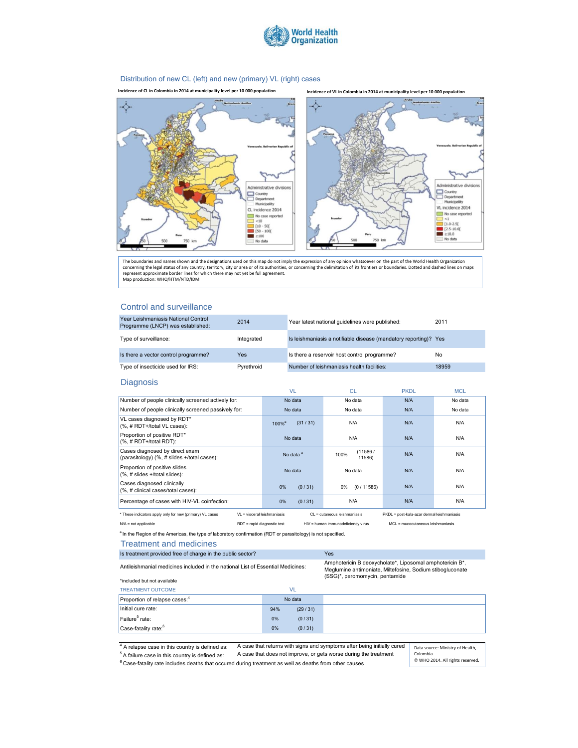World Health Organization

## Distribution of new CL (left) and new (primary) VL (right) cases

**Incidence of CL in Colombia in 2014 at municipality level per 10 000 population**

Aruba
Netherlands Antilles
Panama
Venezuela, Bolivarian Republic of
Colombia
Ecuador
Peru
0 250 500 750 km

Administrative divisions
Country
Department
Municipality
CL incidence 2014
No case reported
<10
[10 - 50[
[50 - 100[
≥100
No data

**Incidence of VL in Colombia in 2014 at municipality level per 10 000 population**

Aruba
Netherlands Antilles
Panama
Venezuela, Bolivarian Republic of
Colombia
Ecuador
Peru
0 250 500 750 km

Administrative divisions
Country
Department
Municipality
VL incidence 2014
No case reported
<1
[1.0-2.5[
[2.5-10.0[
≥10.0
No data

The boundaries and names shown and the designations used on this map do not imply the expression of any opinion whatsoever on the part of the World Health Organization concerning the legal status of any country, territory, city or area or of its authorities, or concerning the delimitation of its frontiers or boundaries. Dotted and dashed lines on maps represent approximate border lines for which there may not yet be full agreement.
Map production: WHO/HTM/NTD/IDM

## Control and surveillance

| | | | |
|---|---|---|---|
| Year Leishmaniasis National Control Programme (LNCP) was established: | 2014 | Year latest national guidelines were published: | 2011 |
| Type of surveillance: | Integrated | Is leishmaniasis a notifiable disease (mandatory reporting)? | Yes |
| Is there a vector control programme? | Yes | Is there a reservoir host control programme? | No |
| Type of insecticide used for IRS: | Pyrethroid | Number of leishmaniasis health facilities: | 18959 |

## Diagnosis

| | VL | CL | PKDL | MCL |
|---|---|---|---|---|
| Number of people clinically screened actively for: | No data | No data | N/A | No data |
| Number of people clinically screened passively for: | No data | No data | N/A | No data |
| VL cases diagnosed by RDT* (%, # RDT+/total VL cases): | 100%[a] (31 / 31) | N/A | N/A | N/A |
| Proportion of positive RDT* (%, # RDT+/total RDT): | No data | N/A | N/A | N/A |
| Cases diagnosed by direct exam (parasitology) (%, # slides +/total cases): | No data [a] | 100% (11586 / 11586) | N/A | N/A |
| Proportion of positive slides (%, # slides +/total slides): | No data | No data | N/A | N/A |
| Cases diagnosed clinically (%, # clinical cases/total cases): | 0% (0 / 31) | 0% (0 / 11586) | N/A | N/A |
| Percentage of cases with HIV-VL coinfection: | 0% (0 / 31) | N/A | N/A | N/A |

\* These indicators apply only for new (primary) VL cases; VL = visceral leishmaniasis; CL = cutaneous leishmaniasis; PKDL = post-kala-azar dermal leishmaniasis
N/A = not applicable; RDT = rapid diagnostic test; HIV = human immunodeficiency virus; MCL = mucocutaneous leishmaniasis

[a] In the Region of the Americas, the type of laboratory confirmation (RDT or parasitology) is not specified.

## Treatment and medicines

| | |
|---|---|
| Is treatment provided free of charge in the public sector? | Yes |
| Antileishmanial medicines included in the national List of Essential Medicines: | Amphotericin B deoxycholate*, Liposomal amphotericin B*, Meglumine antimoniate, Miltefosine, Sodium stibogluconate (SSG)*, paromomycin, pentamide |

*included but not available

| TREATMENT OUTCOME | VL | |
|---|---|---|
| Proportion of relapse cases:[4] | No data | |
| Initial cure rate: | 94% | (29 / 31) |
| Failure[5] rate: | 0% | (0 / 31) |
| Case-fatality rate:[6] | 0% | (0 / 31) |

[4] A relapse case in this country is defined as: A case that returns with signs and symptoms after being initially cured
[5] A failure case in this country is defined as: A case that does not improve, or gets worse during the treatment
[6] Case-fatality rate includes deaths that occured during treatment as well as deaths from other causes

Data source: Ministry of Health, Colombia
© WHO 2014. All rights reserved.